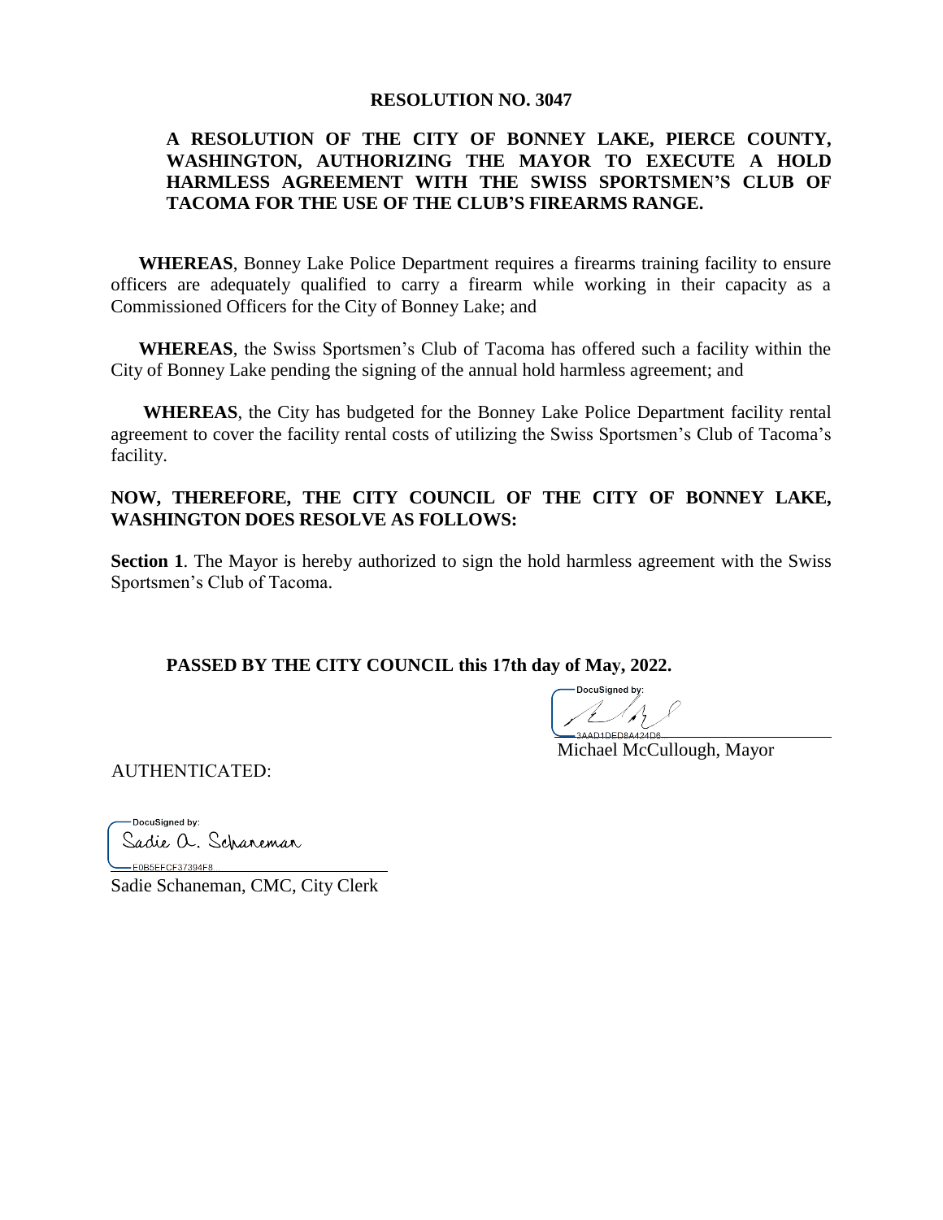# RESOLUTION NO. 3047

**A RESOLUTION OF THE CITY OF BONNEY LAKE, PIERCE COUNTY, WASHINGTON, AUTHORIZING THE MAYOR TO EXECUTE A HOLD HARMLESS AGREEMENT WITH THE SWISS SPORTSMEN'S CLUB OF TACOMA FOR THE USE OF THE CLUB'S FIREARMS RANGE.**

**WHEREAS**, Bonney Lake Police Department requires a firearms training facility to ensure officers are adequately qualified to carry a firearm while working in their capacity as a Commissioned Officers for the City of Bonney Lake; and

**WHEREAS**, the Swiss Sportsmen's Club of Tacoma has offered such a facility within the City of Bonney Lake pending the signing of the annual hold harmless agreement; and

**WHEREAS**, the City has budgeted for the Bonney Lake Police Department facility rental agreement to cover the facility rental costs of utilizing the Swiss Sportsmen's Club of Tacoma's facility.

**NOW, THEREFORE, THE CITY COUNCIL OF THE CITY OF BONNEY LAKE, WASHINGTON DOES RESOLVE AS FOLLOWS:**

**Section 1**. The Mayor is hereby authorized to sign the hold harmless agreement with the Swiss Sportsmen's Club of Tacoma.

**PASSED BY THE CITY COUNCIL this 17th day of May, 2022.**

DocuSigned by:

3AAD1DED8A424D6...

Michael McCullough, Mayor

AUTHENTICATED:

DocuSigned by:

Sadie A. Schaneman

E0B5EFCF37394F8...

Sadie Schaneman, CMC, City Clerk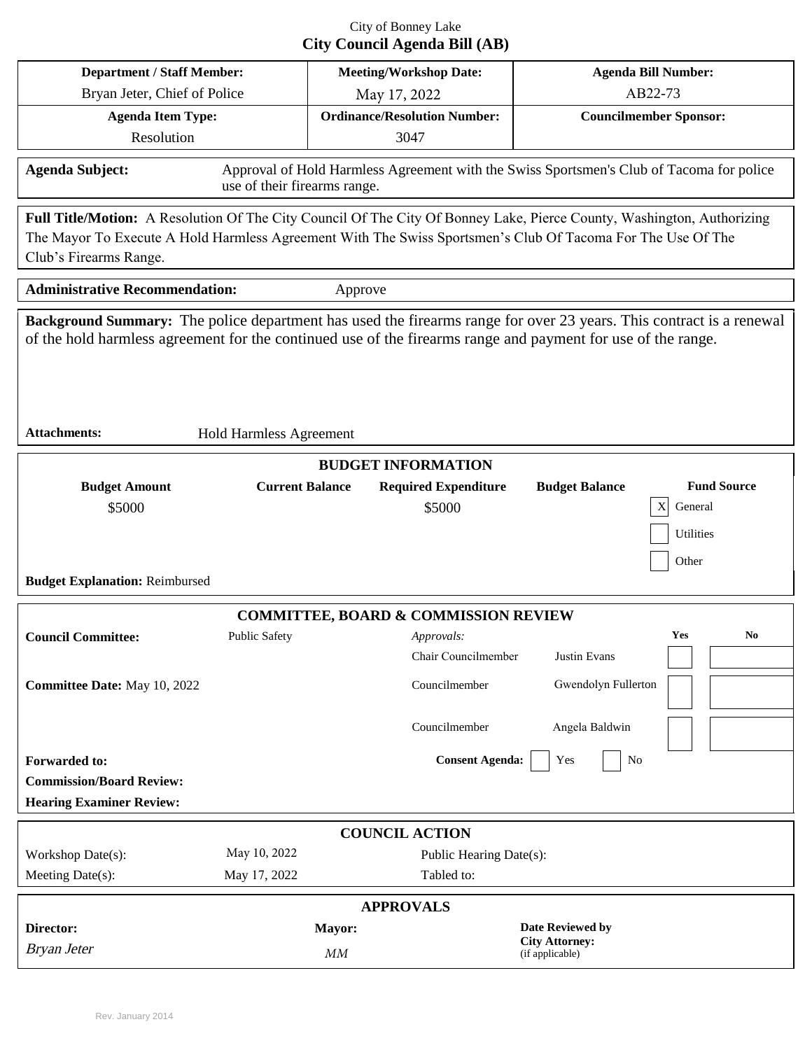City of Bonney Lake

# City Council Agenda Bill (AB)

| Department / Staff Member: | Meeting/Workshop Date: | Agenda Bill Number: |
|---|---|---|
| Bryan Jeter, Chief of Police | May 17, 2022 | AB22-73 |
| **Agenda Item Type:** | **Ordinance/Resolution Number:** | **Councilmember Sponsor:** |
| Resolution | 3047 | |

**Agenda Subject:** Approval of Hold Harmless Agreement with the Swiss Sportsmen's Club of Tacoma for police use of their firearms range.

**Full Title/Motion:** A Resolution Of The City Council Of The City Of Bonney Lake, Pierce County, Washington, Authorizing The Mayor To Execute A Hold Harmless Agreement With The Swiss Sportsmen's Club Of Tacoma For The Use Of The Club's Firearms Range.

**Administrative Recommendation:** Approve

**Background Summary:** The police department has used the firearms range for over 23 years. This contract is a renewal of the hold harmless agreement for the continued use of the firearms range and payment for use of the range.

**Attachments:** Hold Harmless Agreement

## BUDGET INFORMATION

| Budget Amount | Current Balance | Required Expenditure | Budget Balance | Fund Source |
|---|---|---|---|---|
| \$5000 | | \$5000 | | [X] General |
| | | | | [ ] Utilities |
| | | | | [ ] Other |

**Budget Explanation:** Reimbursed

## COMMITTEE, BOARD & COMMISSION REVIEW

**Council Committee:** Public Safety

**Committee Date:** May 10, 2022

| Approvals: | | Yes | No |
|---|---|---|---|
| Chair Councilmember | Justin Evans | | |
| Councilmember | Gwendolyn Fullerton | | |
| Councilmember | Angela Baldwin | | |

**Forwarded to:**

**Consent Agenda:** [ ] Yes [ ] No

**Commission/Board Review:**

**Hearing Examiner Review:**

## COUNCIL ACTION

| | | | |
|---|---|---|---|
| Workshop Date(s): | May 10, 2022 | Public Hearing Date(s): | |
| Meeting Date(s): | May 17, 2022 | Tabled to: | |

## APPROVALS

| Director: | Mayor: | Date Reviewed by City Attorney: (if applicable) |
|---|---|---|
| *Bryan Jeter* | *MM* | |

Rev. January 2014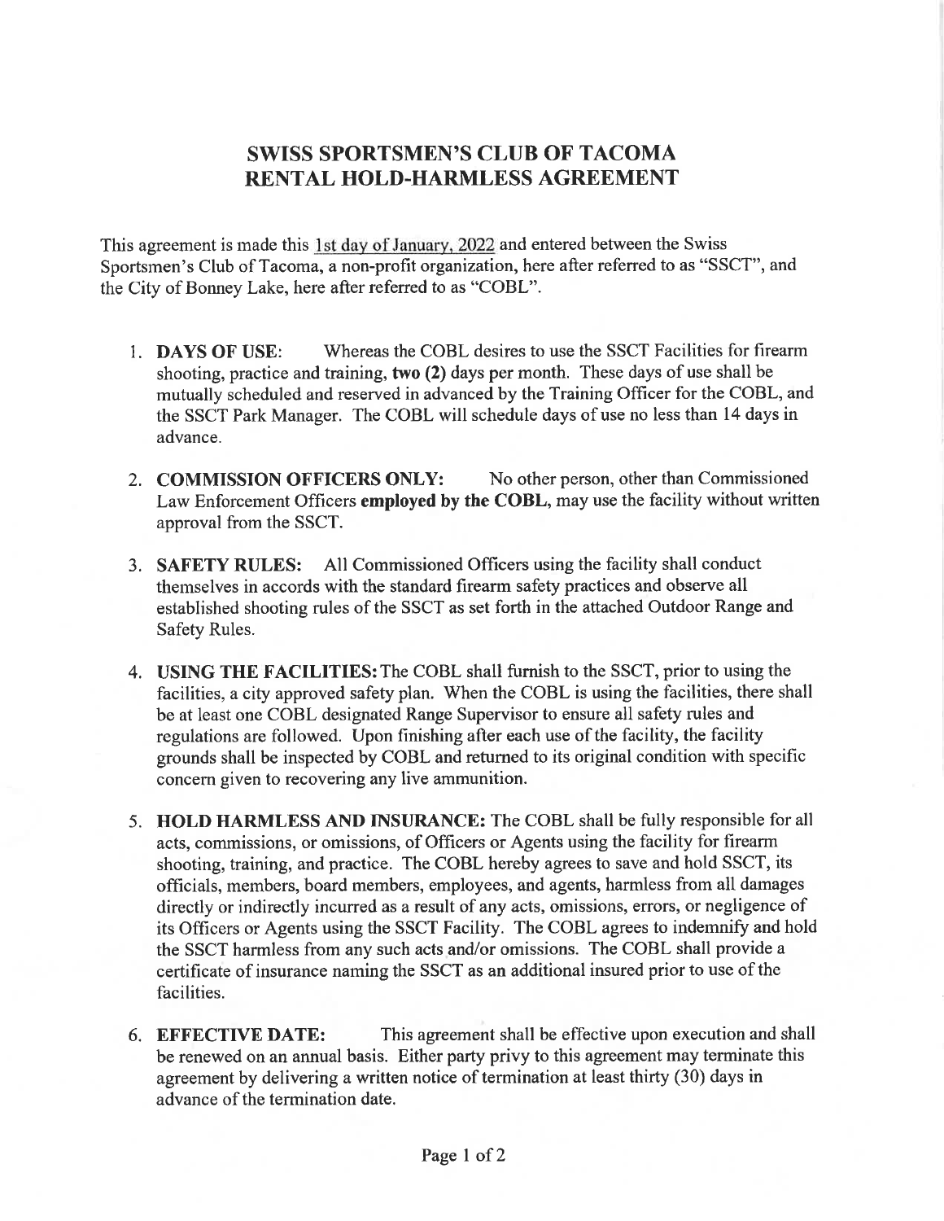# SWISS SPORTSMEN'S CLUB OF TACOMA RENTAL HOLD-HARMLESS AGREEMENT

This agreement is made this 1st day of January, 2022 and entered between the Swiss Sportsmen's Club of Tacoma, a non-profit organization, here after referred to as "SSCT", and the City of Bonney Lake, here after referred to as "COBL".

1. **DAYS OF USE**: Whereas the COBL desires to use the SSCT Facilities for firearm shooting, practice and training, **two (2)** days per month. These days of use shall be mutually scheduled and reserved in advanced by the Training Officer for the COBL, and the SSCT Park Manager. The COBL will schedule days of use no less than 14 days in advance.

2. **COMMISSION OFFICERS ONLY:** No other person, other than Commissioned Law Enforcement Officers **employed by the COBL**, may use the facility without written approval from the SSCT.

3. **SAFETY RULES:** All Commissioned Officers using the facility shall conduct themselves in accords with the standard firearm safety practices and observe all established shooting rules of the SSCT as set forth in the attached Outdoor Range and Safety Rules.

4. **USING THE FACILITIES:** The COBL shall furnish to the SSCT, prior to using the facilities, a city approved safety plan. When the COBL is using the facilities, there shall be at least one COBL designated Range Supervisor to ensure all safety rules and regulations are followed. Upon finishing after each use of the facility, the facility grounds shall be inspected by COBL and returned to its original condition with specific concern given to recovering any live ammunition.

5. **HOLD HARMLESS AND INSURANCE:** The COBL shall be fully responsible for all acts, commissions, or omissions, of Officers or Agents using the facility for firearm shooting, training, and practice. The COBL hereby agrees to save and hold SSCT, its officials, members, board members, employees, and agents, harmless from all damages directly or indirectly incurred as a result of any acts, omissions, errors, or negligence of its Officers or Agents using the SSCT Facility. The COBL agrees to indemnify and hold the SSCT harmless from any such acts and/or omissions. The COBL shall provide a certificate of insurance naming the SSCT as an additional insured prior to use of the facilities.

6. **EFFECTIVE DATE:** This agreement shall be effective upon execution and shall be renewed on an annual basis. Either party privy to this agreement may terminate this agreement by delivering a written notice of termination at least thirty (30) days in advance of the termination date.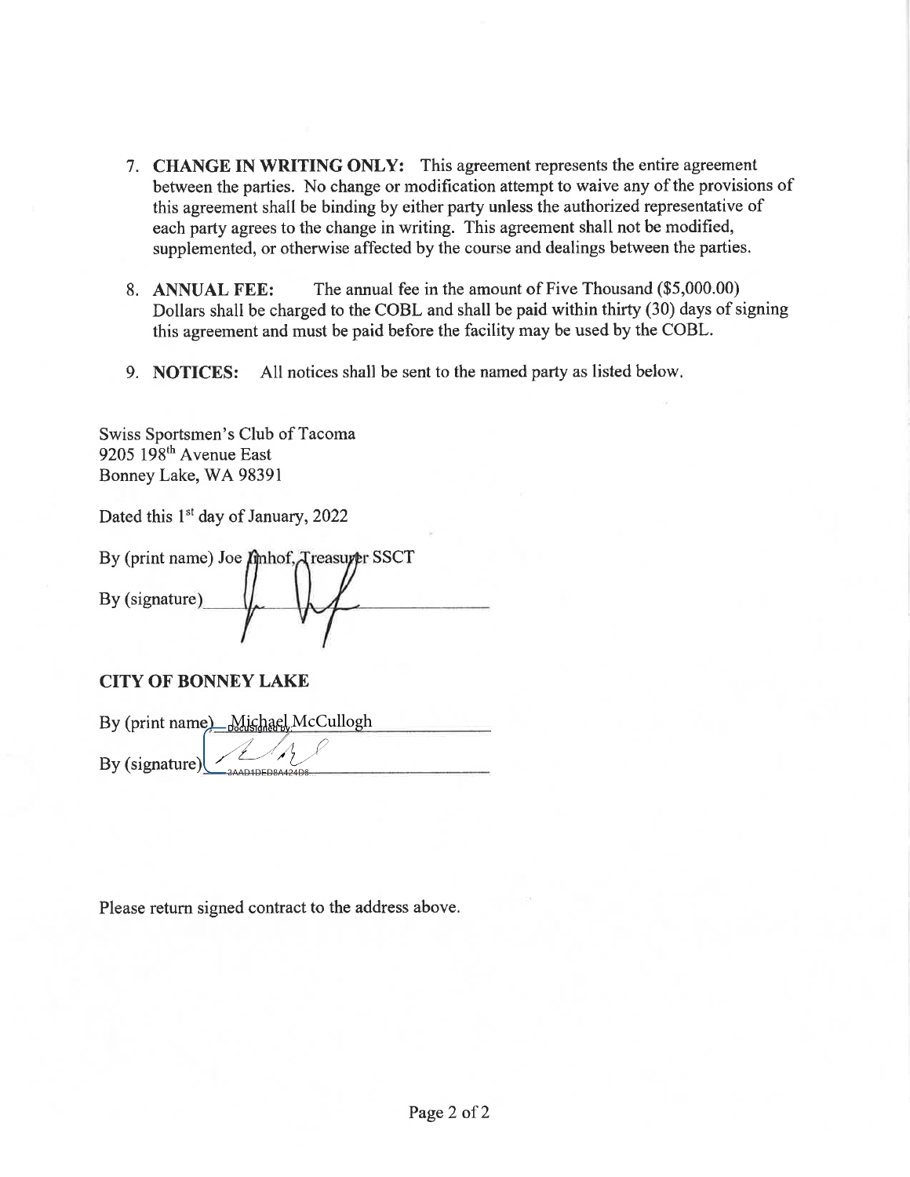7. **CHANGE IN WRITING ONLY:** This agreement represents the entire agreement between the parties. No change or modification attempt to waive any of the provisions of this agreement shall be binding by either party unless the authorized representative of each party agrees to the change in writing. This agreement shall not be modified, supplemented, or otherwise affected by the course and dealings between the parties.

8. **ANNUAL FEE:** The annual fee in the amount of Five Thousand ($5,000.00) Dollars shall be charged to the COBL and shall be paid within thirty (30) days of signing this agreement and must be paid before the facility may be used by the COBL.

9. **NOTICES:** All notices shall be sent to the named party as listed below.

Swiss Sportsmen's Club of Tacoma
9205 198th Avenue East
Bonney Lake, WA 98391

Dated this 1st day of January, 2022

By (print name) Joe Imhof, Treasurer SSCT

By (signature) ____________________

**CITY OF BONNEY LAKE**

By (print name) Michael McCullogh

By (signature) ____________________
DocuSigned by:
3AAD1DED8A424D8...

Please return signed contract to the address above.